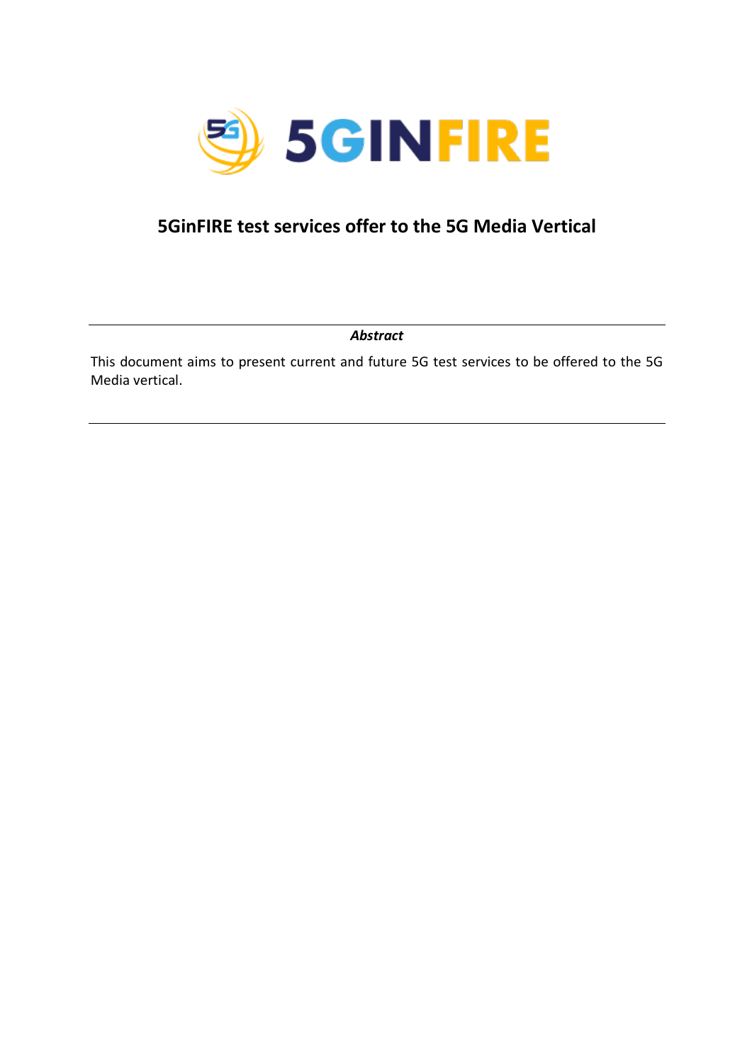# 5GinFIRE test services offer to the 5G Media Vertical

***Abstract***

This document aims to present current and future 5G test services to be offered to the 5G Media vertical.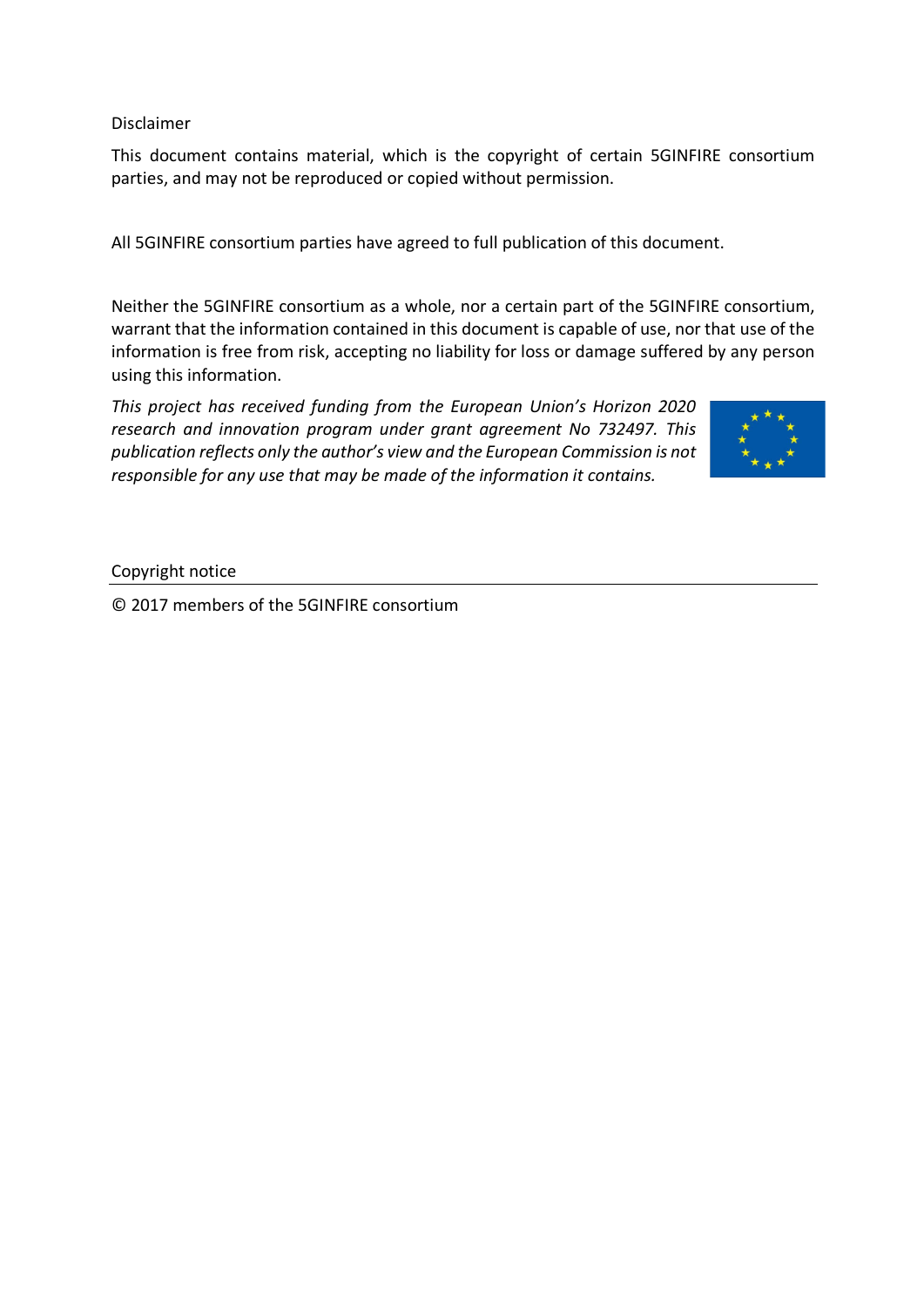Disclaimer

This document contains material, which is the copyright of certain 5GINFIRE consortium parties, and may not be reproduced or copied without permission.

All 5GINFIRE consortium parties have agreed to full publication of this document.

Neither the 5GINFIRE consortium as a whole, nor a certain part of the 5GINFIRE consortium, warrant that the information contained in this document is capable of use, nor that use of the information is free from risk, accepting no liability for loss or damage suffered by any person using this information.

*This project has received funding from the European Union's Horizon 2020 research and innovation program under grant agreement No 732497. This publication reflects only the author's view and the European Commission is not responsible for any use that may be made of the information it contains.*

Copyright notice

© 2017 members of the 5GINFIRE consortium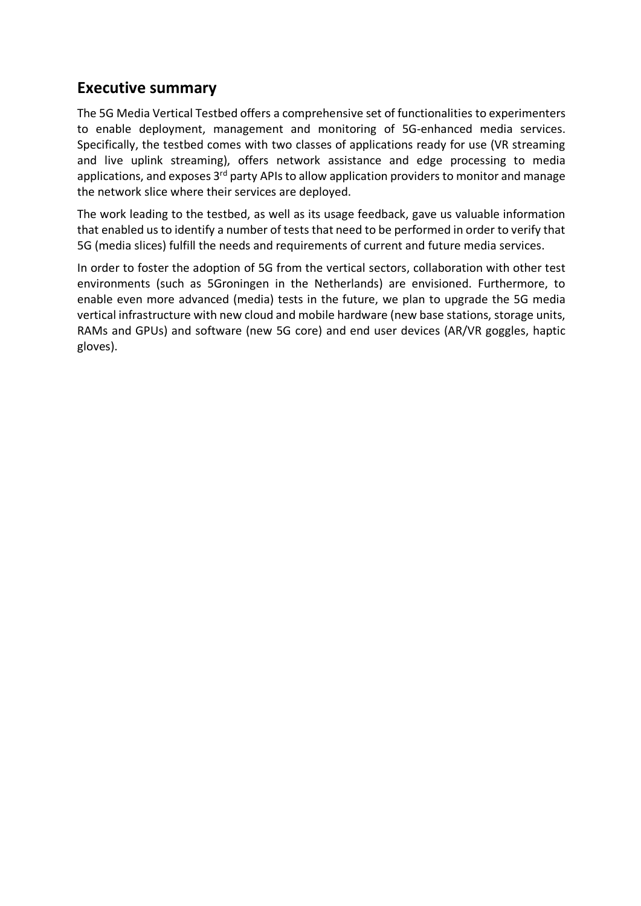## Executive summary

The 5G Media Vertical Testbed offers a comprehensive set of functionalities to experimenters to enable deployment, management and monitoring of 5G-enhanced media services. Specifically, the testbed comes with two classes of applications ready for use (VR streaming and live uplink streaming), offers network assistance and edge processing to media applications, and exposes 3rd party APIs to allow application providers to monitor and manage the network slice where their services are deployed.

The work leading to the testbed, as well as its usage feedback, gave us valuable information that enabled us to identify a number of tests that need to be performed in order to verify that 5G (media slices) fulfill the needs and requirements of current and future media services.

In order to foster the adoption of 5G from the vertical sectors, collaboration with other test environments (such as 5Groningen in the Netherlands) are envisioned. Furthermore, to enable even more advanced (media) tests in the future, we plan to upgrade the 5G media vertical infrastructure with new cloud and mobile hardware (new base stations, storage units, RAMs and GPUs) and software (new 5G core) and end user devices (AR/VR goggles, haptic gloves).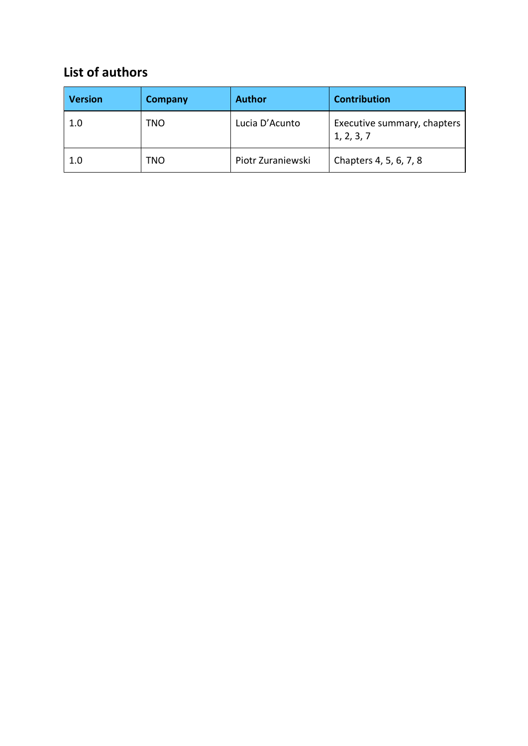## List of authors

| Version | Company | Author | Contribution |
|---|---|---|---|
| 1.0 | TNO | Lucia D'Acunto | Executive summary, chapters 1, 2, 3, 7 |
| 1.0 | TNO | Piotr Zuraniewski | Chapters 4, 5, 6, 7, 8 |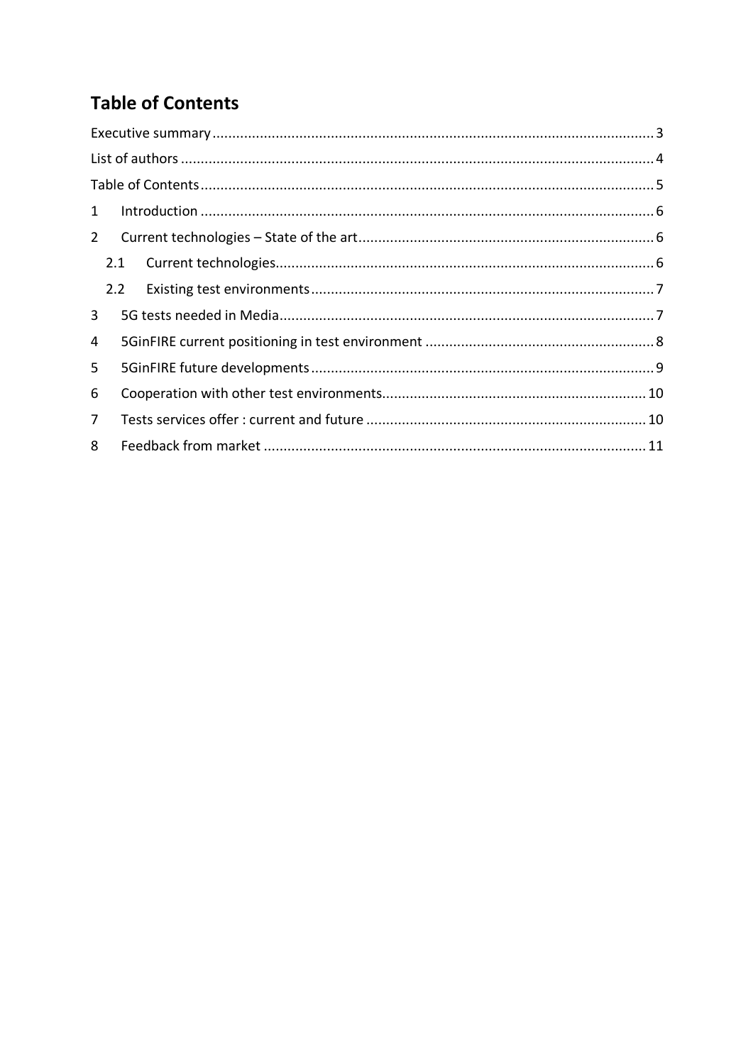# Table of Contents

Executive summary ..... 3

List of authors ..... 4

Table of Contents ..... 5

1 Introduction ..... 6

2 Current technologies – State of the art ..... 6

 2.1 Current technologies ..... 6

 2.2 Existing test environments ..... 7

3 5G tests needed in Media ..... 7

4 5GinFIRE current positioning in test environment ..... 8

5 5GinFIRE future developments ..... 9

6 Cooperation with other test environments ..... 10

7 Tests services offer : current and future ..... 10

8 Feedback from market ..... 11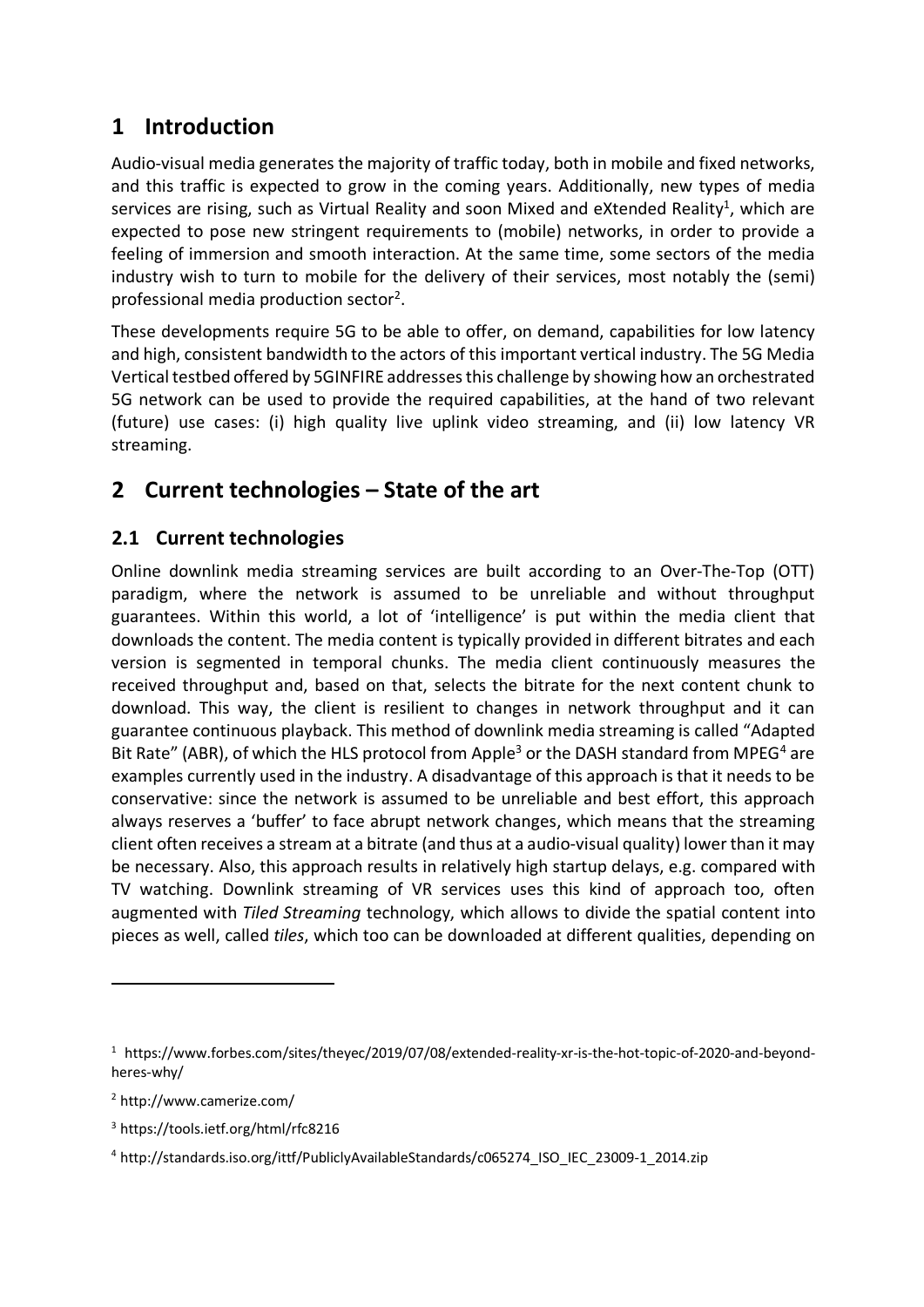# 1 Introduction

Audio-visual media generates the majority of traffic today, both in mobile and fixed networks, and this traffic is expected to grow in the coming years. Additionally, new types of media services are rising, such as Virtual Reality and soon Mixed and eXtended Reality[1], which are expected to pose new stringent requirements to (mobile) networks, in order to provide a feeling of immersion and smooth interaction. At the same time, some sectors of the media industry wish to turn to mobile for the delivery of their services, most notably the (semi) professional media production sector[2].

These developments require 5G to be able to offer, on demand, capabilities for low latency and high, consistent bandwidth to the actors of this important vertical industry. The 5G Media Vertical testbed offered by 5GINFIRE addresses this challenge by showing how an orchestrated 5G network can be used to provide the required capabilities, at the hand of two relevant (future) use cases: (i) high quality live uplink video streaming, and (ii) low latency VR streaming.

# 2 Current technologies – State of the art

## 2.1 Current technologies

Online downlink media streaming services are built according to an Over-The-Top (OTT) paradigm, where the network is assumed to be unreliable and without throughput guarantees. Within this world, a lot of 'intelligence' is put within the media client that downloads the content. The media content is typically provided in different bitrates and each version is segmented in temporal chunks. The media client continuously measures the received throughput and, based on that, selects the bitrate for the next content chunk to download. This way, the client is resilient to changes in network throughput and it can guarantee continuous playback. This method of downlink media streaming is called "Adapted Bit Rate" (ABR), of which the HLS protocol from Apple[3] or the DASH standard from MPEG[4] are examples currently used in the industry. A disadvantage of this approach is that it needs to be conservative: since the network is assumed to be unreliable and best effort, this approach always reserves a 'buffer' to face abrupt network changes, which means that the streaming client often receives a stream at a bitrate (and thus at a audio-visual quality) lower than it may be necessary. Also, this approach results in relatively high startup delays, e.g. compared with TV watching. Downlink streaming of VR services uses this kind of approach too, often augmented with *Tiled Streaming* technology, which allows to divide the spatial content into pieces as well, called *tiles*, which too can be downloaded at different qualities, depending on

---

[1] https://www.forbes.com/sites/theyec/2019/07/08/extended-reality-xr-is-the-hot-topic-of-2020-and-beyond-heres-why/

[2] http://www.camerize.com/

[3] https://tools.ietf.org/html/rfc8216

[4] http://standards.iso.org/ittf/PubliclyAvailableStandards/c065274_ISO_IEC_23009-1_2014.zip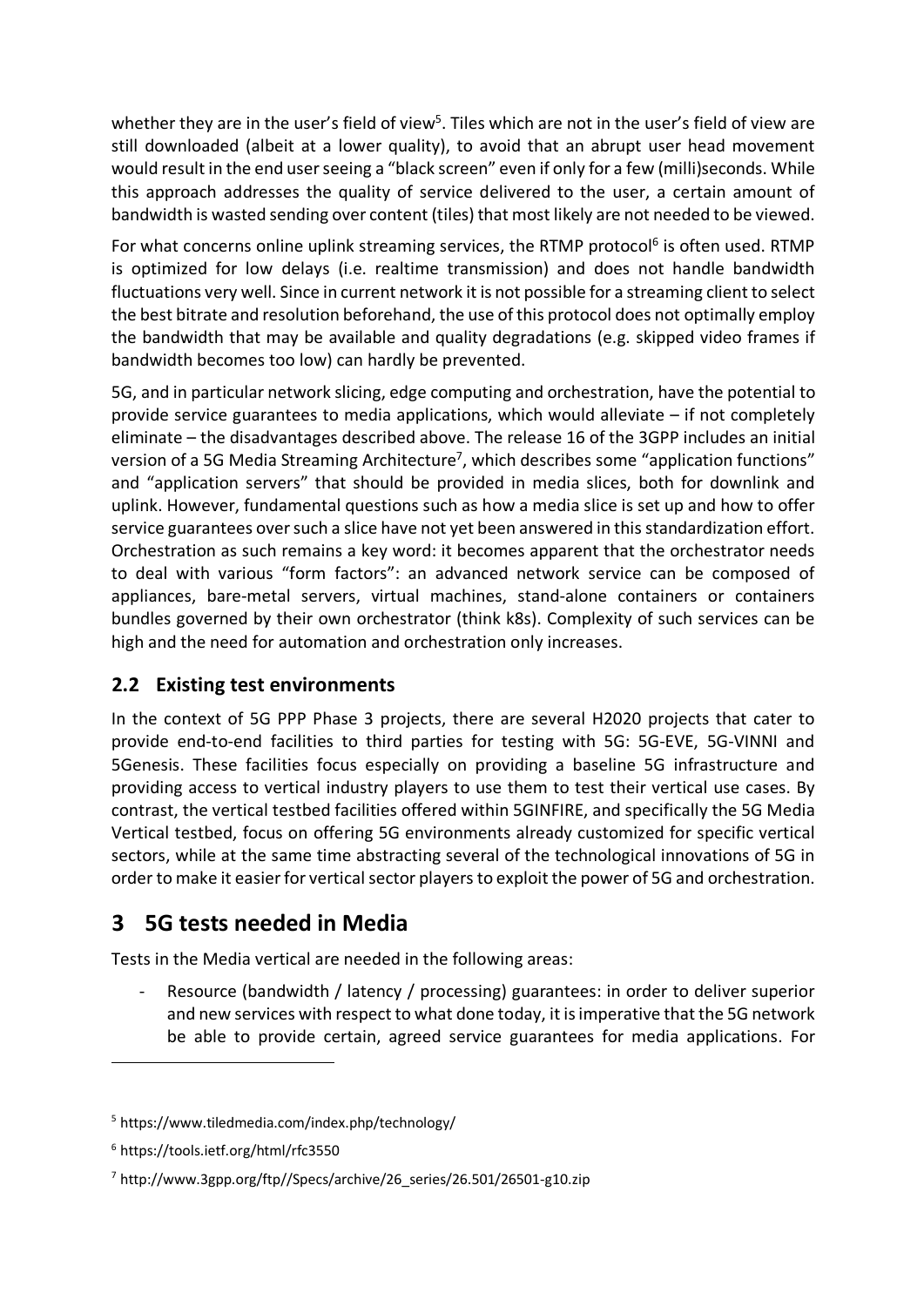whether they are in the user's field of view[5]. Tiles which are not in the user's field of view are still downloaded (albeit at a lower quality), to avoid that an abrupt user head movement would result in the end user seeing a "black screen" even if only for a few (milli)seconds. While this approach addresses the quality of service delivered to the user, a certain amount of bandwidth is wasted sending over content (tiles) that most likely are not needed to be viewed.

For what concerns online uplink streaming services, the RTMP protocol[6] is often used. RTMP is optimized for low delays (i.e. realtime transmission) and does not handle bandwidth fluctuations very well. Since in current network it is not possible for a streaming client to select the best bitrate and resolution beforehand, the use of this protocol does not optimally employ the bandwidth that may be available and quality degradations (e.g. skipped video frames if bandwidth becomes too low) can hardly be prevented.

5G, and in particular network slicing, edge computing and orchestration, have the potential to provide service guarantees to media applications, which would alleviate – if not completely eliminate – the disadvantages described above. The release 16 of the 3GPP includes an initial version of a 5G Media Streaming Architecture[7], which describes some "application functions" and "application servers" that should be provided in media slices, both for downlink and uplink. However, fundamental questions such as how a media slice is set up and how to offer service guarantees over such a slice have not yet been answered in this standardization effort. Orchestration as such remains a key word: it becomes apparent that the orchestrator needs to deal with various "form factors": an advanced network service can be composed of appliances, bare-metal servers, virtual machines, stand-alone containers or containers bundles governed by their own orchestrator (think k8s). Complexity of such services can be high and the need for automation and orchestration only increases.

## 2.2 Existing test environments

In the context of 5G PPP Phase 3 projects, there are several H2020 projects that cater to provide end-to-end facilities to third parties for testing with 5G: 5G-EVE, 5G-VINNI and 5Genesis. These facilities focus especially on providing a baseline 5G infrastructure and providing access to vertical industry players to use them to test their vertical use cases. By contrast, the vertical testbed facilities offered within 5GINFIRE, and specifically the 5G Media Vertical testbed, focus on offering 5G environments already customized for specific vertical sectors, while at the same time abstracting several of the technological innovations of 5G in order to make it easier for vertical sector players to exploit the power of 5G and orchestration.

# 3 5G tests needed in Media

Tests in the Media vertical are needed in the following areas:

- Resource (bandwidth / latency / processing) guarantees: in order to deliver superior and new services with respect to what done today, it is imperative that the 5G network be able to provide certain, agreed service guarantees for media applications. For

[5] https://www.tiledmedia.com/index.php/technology/

[6] https://tools.ietf.org/html/rfc3550

[7] http://www.3gpp.org/ftp//Specs/archive/26_series/26.501/26501-g10.zip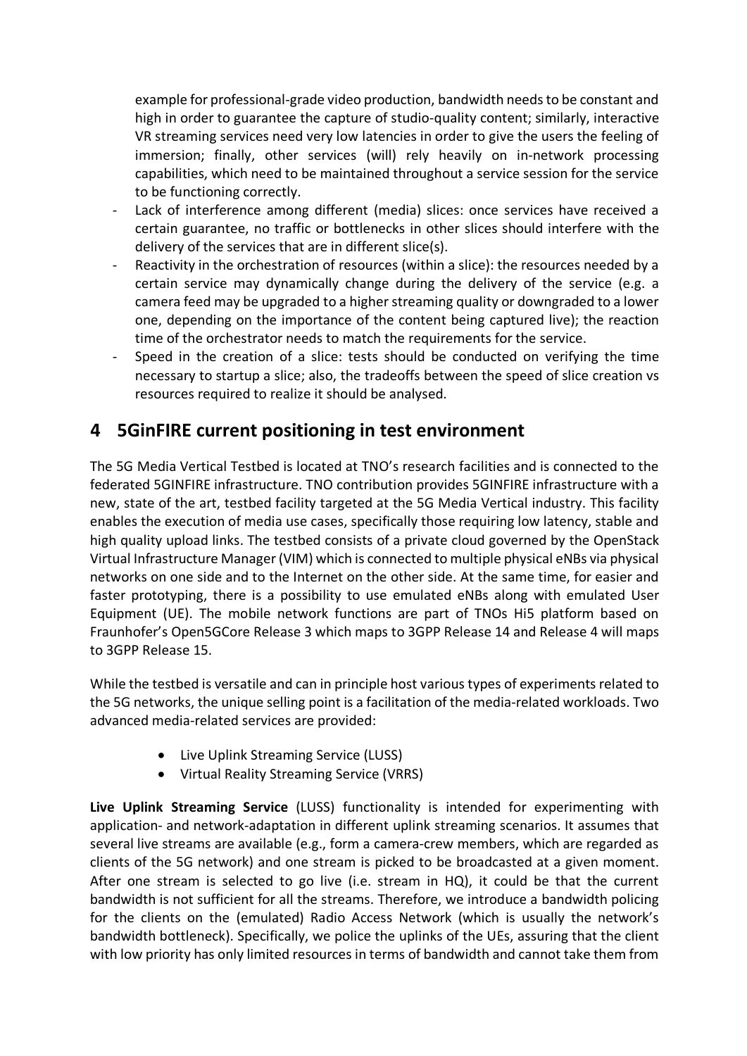example for professional-grade video production, bandwidth needs to be constant and high in order to guarantee the capture of studio-quality content; similarly, interactive VR streaming services need very low latencies in order to give the users the feeling of immersion; finally, other services (will) rely heavily on in-network processing capabilities, which need to be maintained throughout a service session for the service to be functioning correctly.

- Lack of interference among different (media) slices: once services have received a certain guarantee, no traffic or bottlenecks in other slices should interfere with the delivery of the services that are in different slice(s).
- Reactivity in the orchestration of resources (within a slice): the resources needed by a certain service may dynamically change during the delivery of the service (e.g. a camera feed may be upgraded to a higher streaming quality or downgraded to a lower one, depending on the importance of the content being captured live); the reaction time of the orchestrator needs to match the requirements for the service.
- Speed in the creation of a slice: tests should be conducted on verifying the time necessary to startup a slice; also, the tradeoffs between the speed of slice creation vs resources required to realize it should be analysed.

# 4 5GinFIRE current positioning in test environment

The 5G Media Vertical Testbed is located at TNO's research facilities and is connected to the federated 5GINFIRE infrastructure. TNO contribution provides 5GINFIRE infrastructure with a new, state of the art, testbed facility targeted at the 5G Media Vertical industry. This facility enables the execution of media use cases, specifically those requiring low latency, stable and high quality upload links. The testbed consists of a private cloud governed by the OpenStack Virtual Infrastructure Manager (VIM) which is connected to multiple physical eNBs via physical networks on one side and to the Internet on the other side. At the same time, for easier and faster prototyping, there is a possibility to use emulated eNBs along with emulated User Equipment (UE). The mobile network functions are part of TNOs Hi5 platform based on Fraunhofer's Open5GCore Release 3 which maps to 3GPP Release 14 and Release 4 will maps to 3GPP Release 15.

While the testbed is versatile and can in principle host various types of experiments related to the 5G networks, the unique selling point is a facilitation of the media-related workloads. Two advanced media-related services are provided:

- Live Uplink Streaming Service (LUSS)
- Virtual Reality Streaming Service (VRRS)

**Live Uplink Streaming Service** (LUSS) functionality is intended for experimenting with application- and network-adaptation in different uplink streaming scenarios. It assumes that several live streams are available (e.g., form a camera-crew members, which are regarded as clients of the 5G network) and one stream is picked to be broadcasted at a given moment. After one stream is selected to go live (i.e. stream in HQ), it could be that the current bandwidth is not sufficient for all the streams. Therefore, we introduce a bandwidth policing for the clients on the (emulated) Radio Access Network (which is usually the network's bandwidth bottleneck). Specifically, we police the uplinks of the UEs, assuring that the client with low priority has only limited resources in terms of bandwidth and cannot take them from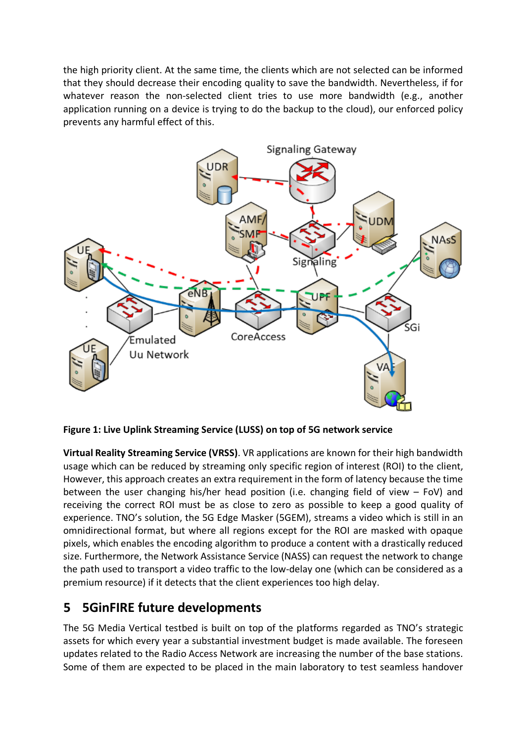the high priority client. At the same time, the clients which are not selected can be informed that they should decrease their encoding quality to save the bandwidth. Nevertheless, if for whatever reason the non-selected client tries to use more bandwidth (e.g., another application running on a device is trying to do the backup to the cloud), our enforced policy prevents any harmful effect of this.

**Figure 1: Live Uplink Streaming Service (LUSS) on top of 5G network service**

**Virtual Reality Streaming Service (VRSS)**. VR applications are known for their high bandwidth usage which can be reduced by streaming only specific region of interest (ROI) to the client, However, this approach creates an extra requirement in the form of latency because the time between the user changing his/her head position (i.e. changing field of view – FoV) and receiving the correct ROI must be as close to zero as possible to keep a good quality of experience. TNO's solution, the 5G Edge Masker (5GEM), streams a video which is still in an omnidirectional format, but where all regions except for the ROI are masked with opaque pixels, which enables the encoding algorithm to produce a content with a drastically reduced size. Furthermore, the Network Assistance Service (NASS) can request the network to change the path used to transport a video traffic to the low-delay one (which can be considered as a premium resource) if it detects that the client experiences too high delay.

## 5 5GinFIRE future developments

The 5G Media Vertical testbed is built on top of the platforms regarded as TNO's strategic assets for which every year a substantial investment budget is made available. The foreseen updates related to the Radio Access Network are increasing the number of the base stations. Some of them are expected to be placed in the main laboratory to test seamless handover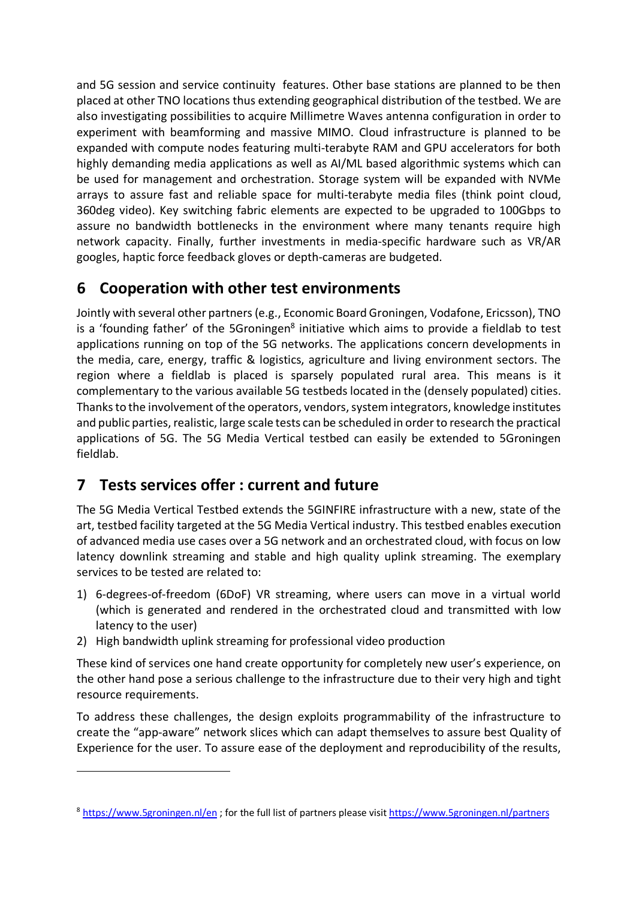and 5G session and service continuity features. Other base stations are planned to be then placed at other TNO locations thus extending geographical distribution of the testbed. We are also investigating possibilities to acquire Millimetre Waves antenna configuration in order to experiment with beamforming and massive MIMO. Cloud infrastructure is planned to be expanded with compute nodes featuring multi-terabyte RAM and GPU accelerators for both highly demanding media applications as well as AI/ML based algorithmic systems which can be used for management and orchestration. Storage system will be expanded with NVMe arrays to assure fast and reliable space for multi-terabyte media files (think point cloud, 360deg video). Key switching fabric elements are expected to be upgraded to 100Gbps to assure no bandwidth bottlenecks in the environment where many tenants require high network capacity. Finally, further investments in media-specific hardware such as VR/AR googles, haptic force feedback gloves or depth-cameras are budgeted.

# 6 Cooperation with other test environments

Jointly with several other partners (e.g., Economic Board Groningen, Vodafone, Ericsson), TNO is a 'founding father' of the 5Groningen[8] initiative which aims to provide a fieldlab to test applications running on top of the 5G networks. The applications concern developments in the media, care, energy, traffic & logistics, agriculture and living environment sectors. The region where a fieldlab is placed is sparsely populated rural area. This means is it complementary to the various available 5G testbeds located in the (densely populated) cities. Thanks to the involvement of the operators, vendors, system integrators, knowledge institutes and public parties, realistic, large scale tests can be scheduled in order to research the practical applications of 5G. The 5G Media Vertical testbed can easily be extended to 5Groningen fieldlab.

# 7 Tests services offer : current and future

The 5G Media Vertical Testbed extends the 5GINFIRE infrastructure with a new, state of the art, testbed facility targeted at the 5G Media Vertical industry. This testbed enables execution of advanced media use cases over a 5G network and an orchestrated cloud, with focus on low latency downlink streaming and stable and high quality uplink streaming. The exemplary services to be tested are related to:

1) 6-degrees-of-freedom (6DoF) VR streaming, where users can move in a virtual world (which is generated and rendered in the orchestrated cloud and transmitted with low latency to the user)
2) High bandwidth uplink streaming for professional video production

These kind of services one hand create opportunity for completely new user's experience, on the other hand pose a serious challenge to the infrastructure due to their very high and tight resource requirements.

To address these challenges, the design exploits programmability of the infrastructure to create the "app-aware" network slices which can adapt themselves to assure best Quality of Experience for the user. To assure ease of the deployment and reproducibility of the results,

---

[8] https://www.5groningen.nl/en ; for the full list of partners please visit https://www.5groningen.nl/partners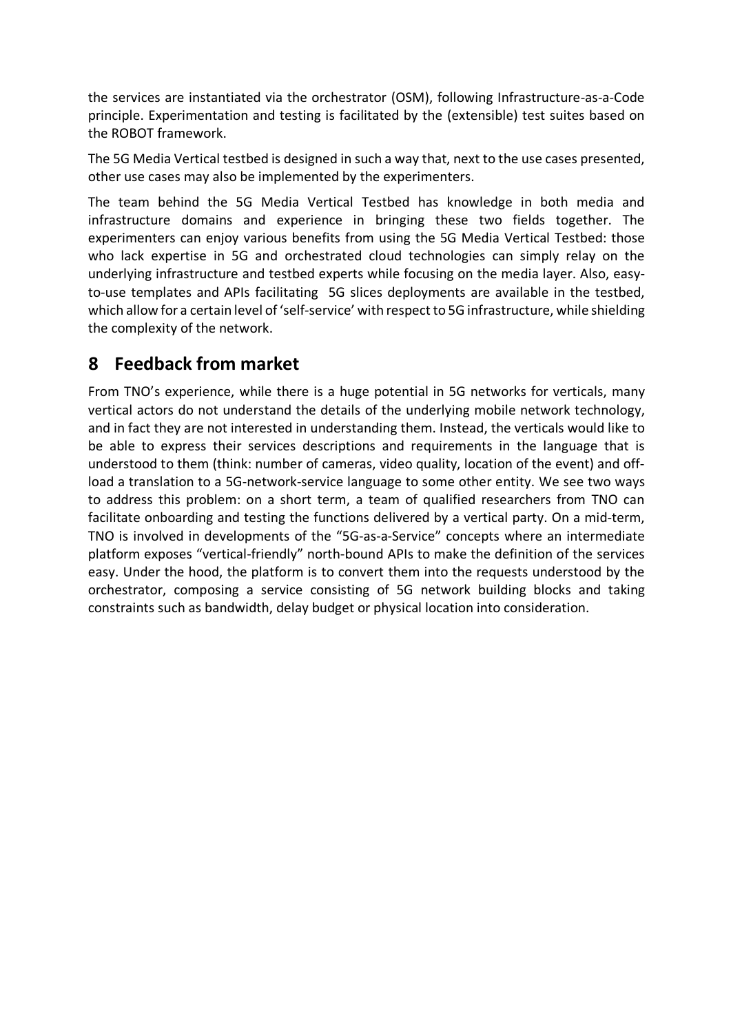the services are instantiated via the orchestrator (OSM), following Infrastructure-as-a-Code principle. Experimentation and testing is facilitated by the (extensible) test suites based on the ROBOT framework.

The 5G Media Vertical testbed is designed in such a way that, next to the use cases presented, other use cases may also be implemented by the experimenters.

The team behind the 5G Media Vertical Testbed has knowledge in both media and infrastructure domains and experience in bringing these two fields together. The experimenters can enjoy various benefits from using the 5G Media Vertical Testbed: those who lack expertise in 5G and orchestrated cloud technologies can simply relay on the underlying infrastructure and testbed experts while focusing on the media layer. Also, easy-to-use templates and APIs facilitating 5G slices deployments are available in the testbed, which allow for a certain level of 'self-service' with respect to 5G infrastructure, while shielding the complexity of the network.

# 8 Feedback from market

From TNO's experience, while there is a huge potential in 5G networks for verticals, many vertical actors do not understand the details of the underlying mobile network technology, and in fact they are not interested in understanding them. Instead, the verticals would like to be able to express their services descriptions and requirements in the language that is understood to them (think: number of cameras, video quality, location of the event) and off-load a translation to a 5G-network-service language to some other entity. We see two ways to address this problem: on a short term, a team of qualified researchers from TNO can facilitate onboarding and testing the functions delivered by a vertical party. On a mid-term, TNO is involved in developments of the "5G-as-a-Service" concepts where an intermediate platform exposes "vertical-friendly" north-bound APIs to make the definition of the services easy. Under the hood, the platform is to convert them into the requests understood by the orchestrator, composing a service consisting of 5G network building blocks and taking constraints such as bandwidth, delay budget or physical location into consideration.